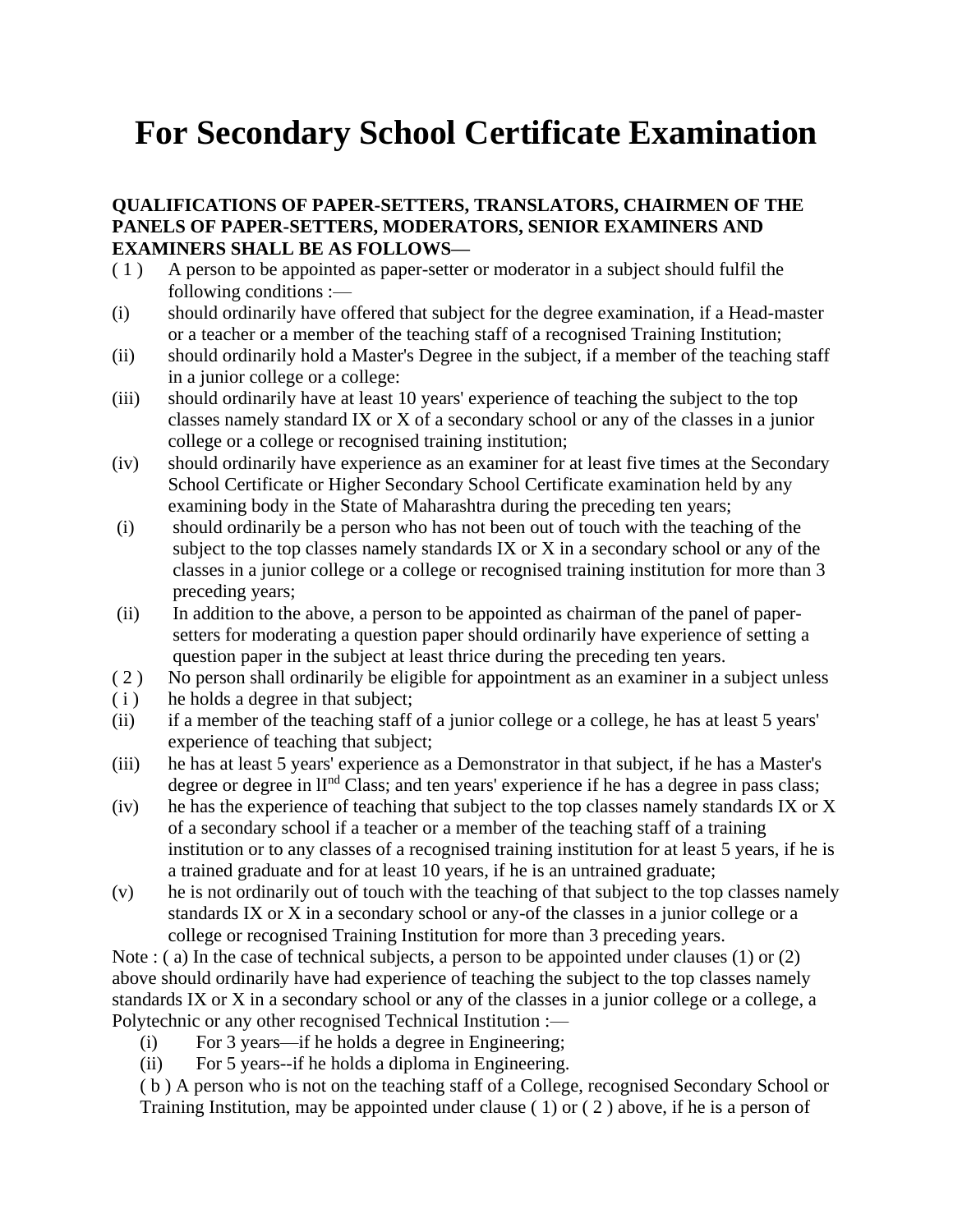# For Secondary School Certificate Examination

**QUALIFICATIONS OF PAPER-SETTERS, TRANSLATORS, CHAIRMEN OF THE PANELS OF PAPER-SETTERS, MODERATORS, SENIOR EXAMINERS AND EXAMINERS SHALL BE AS FOLLOWS—**

( 1 ) A person to be appointed as paper-setter or moderator in a subject should fulfil the following conditions :—

(i) should ordinarily have offered that subject for the degree examination, if a Head-master or a teacher or a member of the teaching staff of a recognised Training Institution;

(ii) should ordinarily hold a Master's Degree in the subject, if a member of the teaching staff in a junior college or a college:

(iii) should ordinarily have at least 10 years' experience of teaching the subject to the top classes namely standard IX or X of a secondary school or any of the classes in a junior college or a college or recognised training institution;

(iv) should ordinarily have experience as an examiner for at least five times at the Secondary School Certificate or Higher Secondary School Certificate examination held by any examining body in the State of Maharashtra during the preceding ten years;

(i) should ordinarily be a person who has not been out of touch with the teaching of the subject to the top classes namely standards IX or X in a secondary school or any of the classes in a junior college or a college or recognised training institution for more than 3 preceding years;

(ii) In addition to the above, a person to be appointed as chairman of the panel of paper-setters for moderating a question paper should ordinarily have experience of setting a question paper in the subject at least thrice during the preceding ten years.

( 2 ) No person shall ordinarily be eligible for appointment as an examiner in a subject unless

( i ) he holds a degree in that subject;

(ii) if a member of the teaching staff of a junior college or a college, he has at least 5 years' experience of teaching that subject;

(iii) he has at least 5 years' experience as a Demonstrator in that subject, if he has a Master's degree or degree in II^nd Class; and ten years' experience if he has a degree in pass class;

(iv) he has the experience of teaching that subject to the top classes namely standards IX or X of a secondary school if a teacher or a member of the teaching staff of a training institution or to any classes of a recognised training institution for at least 5 years, if he is a trained graduate and for at least 10 years, if he is an untrained graduate;

(v) he is not ordinarily out of touch with the teaching of that subject to the top classes namely standards IX or X in a secondary school or any-of the classes in a junior college or a college or recognised Training Institution for more than 3 preceding years.

Note : ( a) In the case of technical subjects, a person to be appointed under clauses (1) or (2) above should ordinarily have had experience of teaching the subject to the top classes namely standards IX or X in a secondary school or any of the classes in a junior college or a college, a Polytechnic or any other recognised Technical Institution :—

(i) For 3 years—if he holds a degree in Engineering;

(ii) For 5 years--if he holds a diploma in Engineering.

( b ) A person who is not on the teaching staff of a College, recognised Secondary School or Training Institution, may be appointed under clause ( 1) or ( 2 ) above, if he is a person of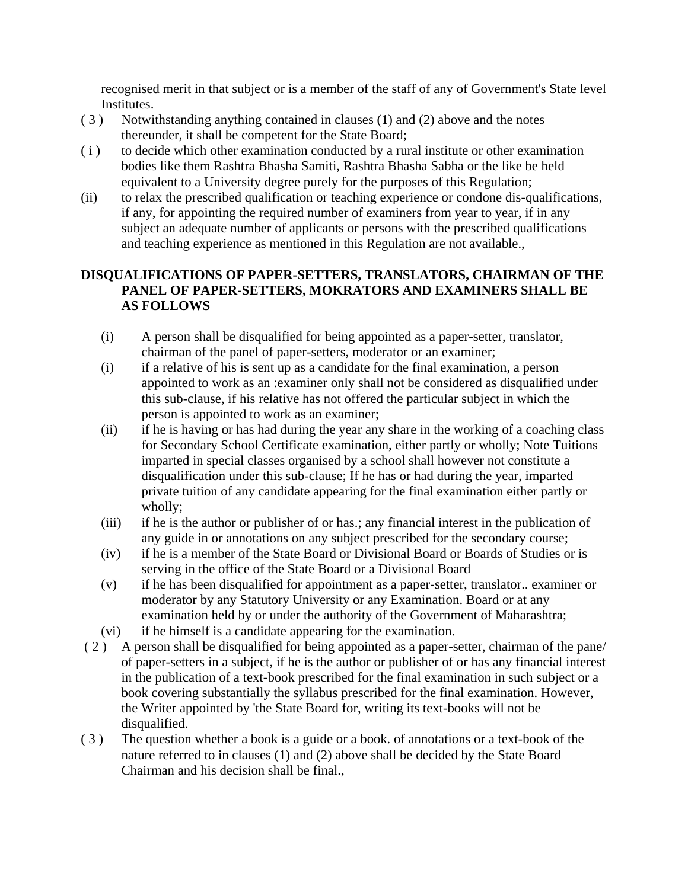recognised merit in that subject or is a member of the staff of any of Government's State level Institutes.

( 3 ) Notwithstanding anything contained in clauses (1) and (2) above and the notes thereunder, it shall be competent for the State Board;

( i ) to decide which other examination conducted by a rural institute or other examination bodies like them Rashtra Bhasha Samiti, Rashtra Bhasha Sabha or the like be held equivalent to a University degree purely for the purposes of this Regulation;

(ii) to relax the prescribed qualification or teaching experience or condone dis-qualifications, if any, for appointing the required number of examiners from year to year, if in any subject an adequate number of applicants or persons with the prescribed qualifications and teaching experience as mentioned in this Regulation are not available.,

**DISQUALIFICATIONS OF PAPER-SETTERS, TRANSLATORS, CHAIRMAN OF THE PANEL OF PAPER-SETTERS, MOKRATORS AND EXAMINERS SHALL BE AS FOLLOWS**

(i) A person shall be disqualified for being appointed as a paper-setter, translator, chairman of the panel of paper-setters, moderator or an examiner;

(i) if a relative of his is sent up as a candidate for the final examination, a person appointed to work as an :examiner only shall not be considered as disqualified under this sub-clause, if his relative has not offered the particular subject in which the person is appointed to work as an examiner;

(ii) if he is having or has had during the year any share in the working of a coaching class for Secondary School Certificate examination, either partly or wholly; Note Tuitions imparted in special classes organised by a school shall however not constitute a disqualification under this sub-clause; If he has or had during the year, imparted private tuition of any candidate appearing for the final examination either partly or wholly;

(iii) if he is the author or publisher of or has.; any financial interest in the publication of any guide in or annotations on any subject prescribed for the secondary course;

(iv) if he is a member of the State Board or Divisional Board or Boards of Studies or is serving in the office of the State Board or a Divisional Board

(v) if he has been disqualified for appointment as a paper-setter, translator.. examiner or moderator by any Statutory University or any Examination. Board or at any examination held by or under the authority of the Government of Maharashtra;

(vi) if he himself is a candidate appearing for the examination.

( 2 ) A person shall be disqualified for being appointed as a paper-setter, chairman of the pane/ of paper-setters in a subject, if he is the author or publisher of or has any financial interest in the publication of a text-book prescribed for the final examination in such subject or a book covering substantially the syllabus prescribed for the final examination. However, the Writer appointed by 'the State Board for, writing its text-books will not be disqualified.

( 3 ) The question whether a book is a guide or a book. of annotations or a text-book of the nature referred to in clauses (1) and (2) above shall be decided by the State Board Chairman and his decision shall be final.,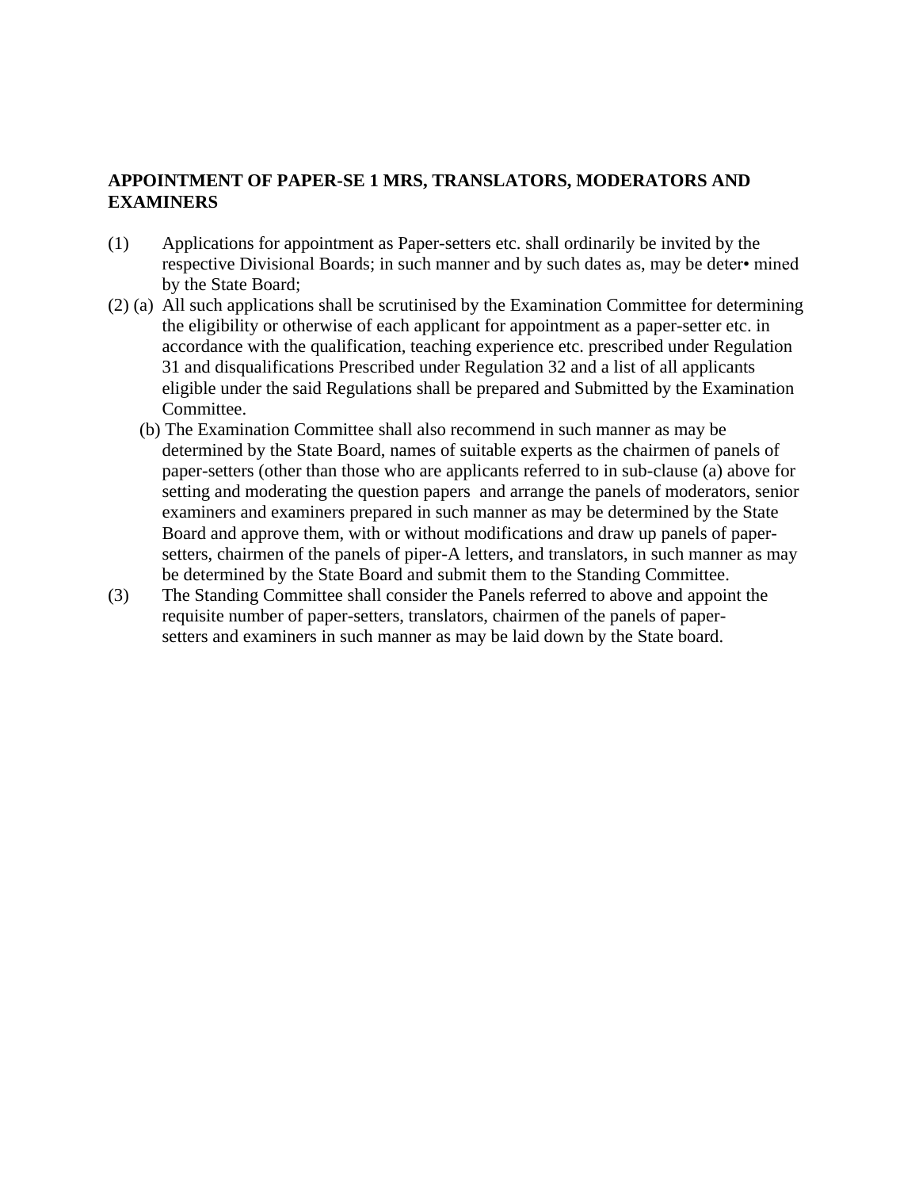**APPOINTMENT OF PAPER-SE 1 MRS, TRANSLATORS, MODERATORS AND EXAMINERS**

(1) Applications for appointment as Paper-setters etc. shall ordinarily be invited by the respective Divisional Boards; in such manner and by such dates as, may be deter• mined by the State Board;

(2) (a) All such applications shall be scrutinised by the Examination Committee for determining the eligibility or otherwise of each applicant for appointment as a paper-setter etc. in accordance with the qualification, teaching experience etc. prescribed under Regulation 31 and disqualifications Prescribed under Regulation 32 and a list of all applicants eligible under the said Regulations shall be prepared and Submitted by the Examination Committee.

(b) The Examination Committee shall also recommend in such manner as may be determined by the State Board, names of suitable experts as the chairmen of panels of paper-setters (other than those who are applicants referred to in sub-clause (a) above for setting and moderating the question papers and arrange the panels of moderators, senior examiners and examiners prepared in such manner as may be determined by the State Board and approve them, with or without modifications and draw up panels of paper-setters, chairmen of the panels of piper-A letters, and translators, in such manner as may be determined by the State Board and submit them to the Standing Committee.

(3) The Standing Committee shall consider the Panels referred to above and appoint the requisite number of paper-setters, translators, chairmen of the panels of paper-setters and examiners in such manner as may be laid down by the State board.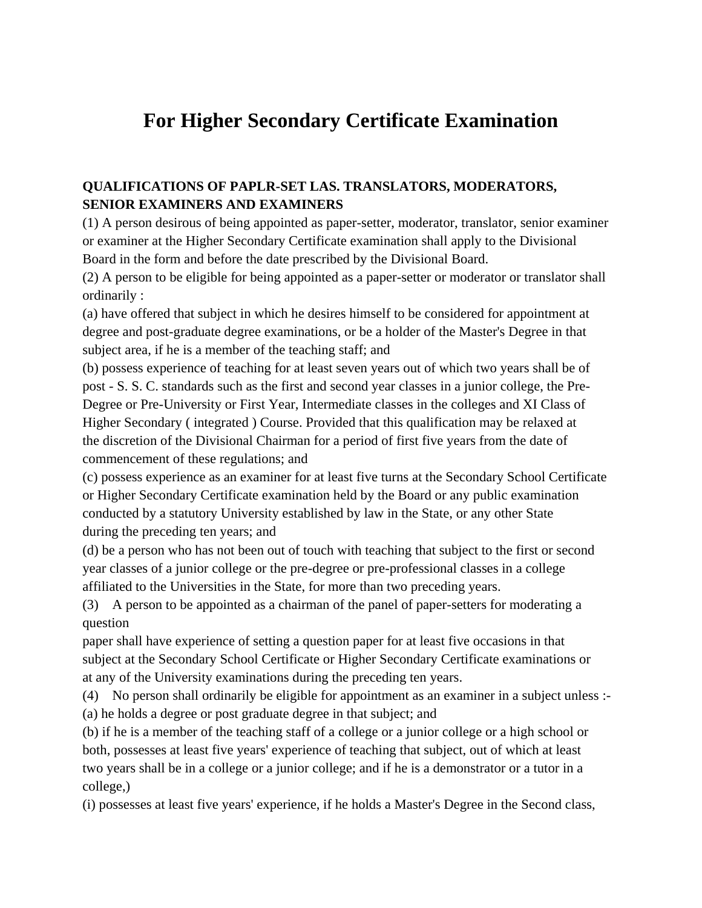# For Higher Secondary Certificate Examination

**QUALIFICATIONS OF PAPLR-SET LAS. TRANSLATORS, MODERATORS, SENIOR EXAMINERS AND EXAMINERS**

(1) A person desirous of being appointed as paper-setter, moderator, translator, senior examiner or examiner at the Higher Secondary Certificate examination shall apply to the Divisional Board in the form and before the date prescribed by the Divisional Board.

(2) A person to be eligible for being appointed as a paper-setter or moderator or translator shall ordinarily :

(a) have offered that subject in which he desires himself to be considered for appointment at degree and post-graduate degree examinations, or be a holder of the Master's Degree in that subject area, if he is a member of the teaching staff; and

(b) possess experience of teaching for at least seven years out of which two years shall be of post - S. S. C. standards such as the first and second year classes in a junior college, the Pre-Degree or Pre-University or First Year, Intermediate classes in the colleges and XI Class of Higher Secondary ( integrated ) Course. Provided that this qualification may be relaxed at the discretion of the Divisional Chairman for a period of first five years from the date of commencement of these regulations; and

(c) possess experience as an examiner for at least five turns at the Secondary School Certificate or Higher Secondary Certificate examination held by the Board or any public examination conducted by a statutory University established by law in the State, or any other State during the preceding ten years; and

(d) be a person who has not been out of touch with teaching that subject to the first or second year classes of a junior college or the pre-degree or pre-professional classes in a college affiliated to the Universities in the State, for more than two preceding years.

(3) A person to be appointed as a chairman of the panel of paper-setters for moderating a question paper shall have experience of setting a question paper for at least five occasions in that subject at the Secondary School Certificate or Higher Secondary Certificate examinations or at any of the University examinations during the preceding ten years.

(4) No person shall ordinarily be eligible for appointment as an examiner in a subject unless :-

(a) he holds a degree or post graduate degree in that subject; and

(b) if he is a member of the teaching staff of a college or a junior college or a high school or both, possesses at least five years' experience of teaching that subject, out of which at least two years shall be in a college or a junior college; and if he is a demonstrator or a tutor in a college,)

(i) possesses at least five years' experience, if he holds a Master's Degree in the Second class,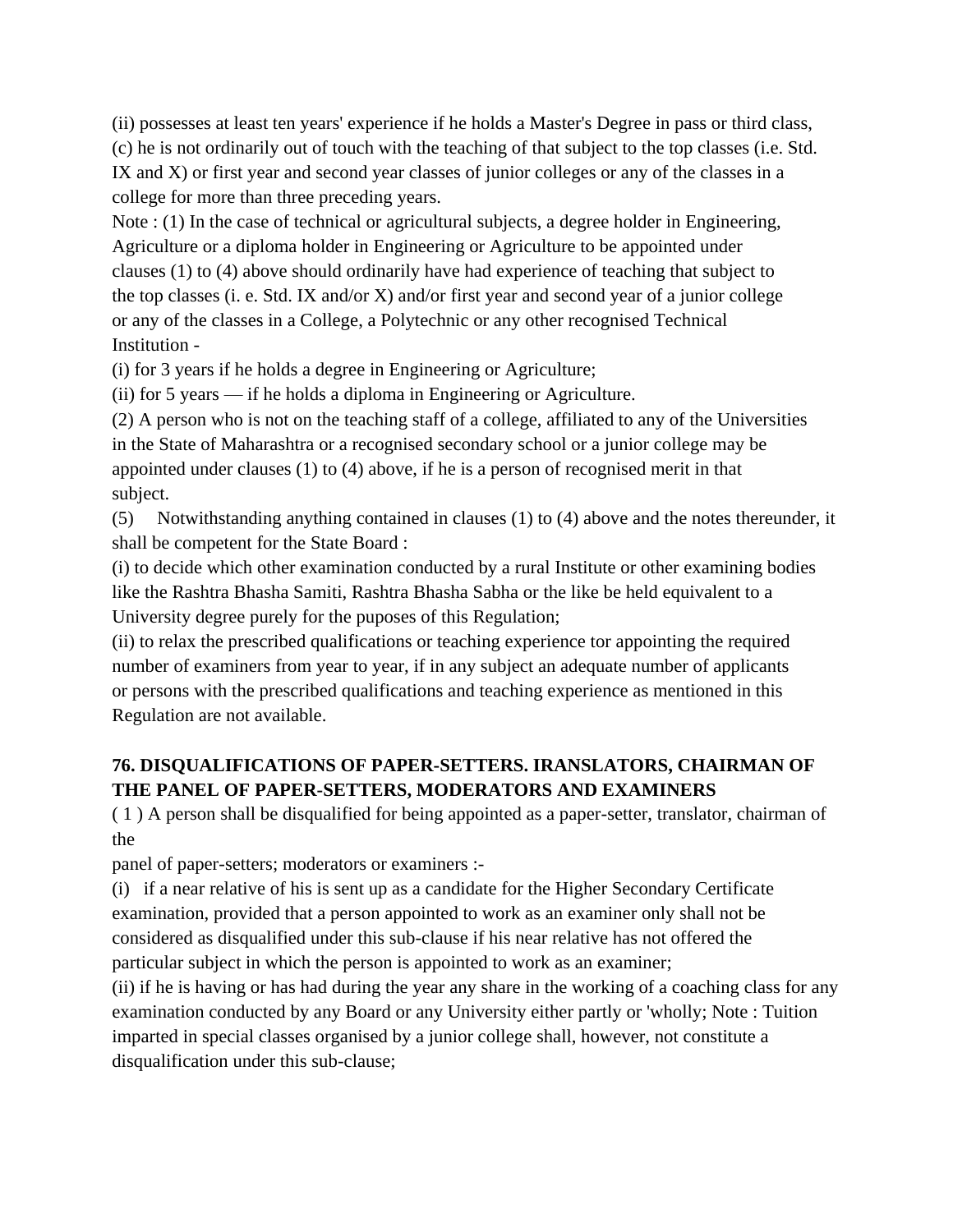(ii) possesses at least ten years' experience if he holds a Master's Degree in pass or third class,

(c) he is not ordinarily out of touch with the teaching of that subject to the top classes (i.e. Std. IX and X) or first year and second year classes of junior colleges or any of the classes in a college for more than three preceding years.

Note : (1) In the case of technical or agricultural subjects, a degree holder in Engineering, Agriculture or a diploma holder in Engineering or Agriculture to be appointed under clauses (1) to (4) above should ordinarily have had experience of teaching that subject to the top classes (i. e. Std. IX and/or X) and/or first year and second year of a junior college or any of the classes in a College, a Polytechnic or any other recognised Technical Institution -

(i) for 3 years if he holds a degree in Engineering or Agriculture;

(ii) for 5 years — if he holds a diploma in Engineering or Agriculture.

(2) A person who is not on the teaching staff of a college, affiliated to any of the Universities in the State of Maharashtra or a recognised secondary school or a junior college may be appointed under clauses (1) to (4) above, if he is a person of recognised merit in that subject.

(5) Notwithstanding anything contained in clauses (1) to (4) above and the notes thereunder, it shall be competent for the State Board :

(i) to decide which other examination conducted by a rural Institute or other examining bodies like the Rashtra Bhasha Samiti, Rashtra Bhasha Sabha or the like be held equivalent to a University degree purely for the puposes of this Regulation;

(ii) to relax the prescribed qualifications or teaching experience tor appointing the required number of examiners from year to year, if in any subject an adequate number of applicants or persons with the prescribed qualifications and teaching experience as mentioned in this Regulation are not available.

**76. DISQUALIFICATIONS OF PAPER-SETTERS. IRANSLATORS, CHAIRMAN OF THE PANEL OF PAPER-SETTERS, MODERATORS AND EXAMINERS**

( 1 ) A person shall be disqualified for being appointed as a paper-setter, translator, chairman of the panel of paper-setters; moderators or examiners :-

(i) if a near relative of his is sent up as a candidate for the Higher Secondary Certificate examination, provided that a person appointed to work as an examiner only shall not be considered as disqualified under this sub-clause if his near relative has not offered the particular subject in which the person is appointed to work as an examiner;

(ii) if he is having or has had during the year any share in the working of a coaching class for any examination conducted by any Board or any University either partly or 'wholly; Note : Tuition imparted in special classes organised by a junior college shall, however, not constitute a disqualification under this sub-clause;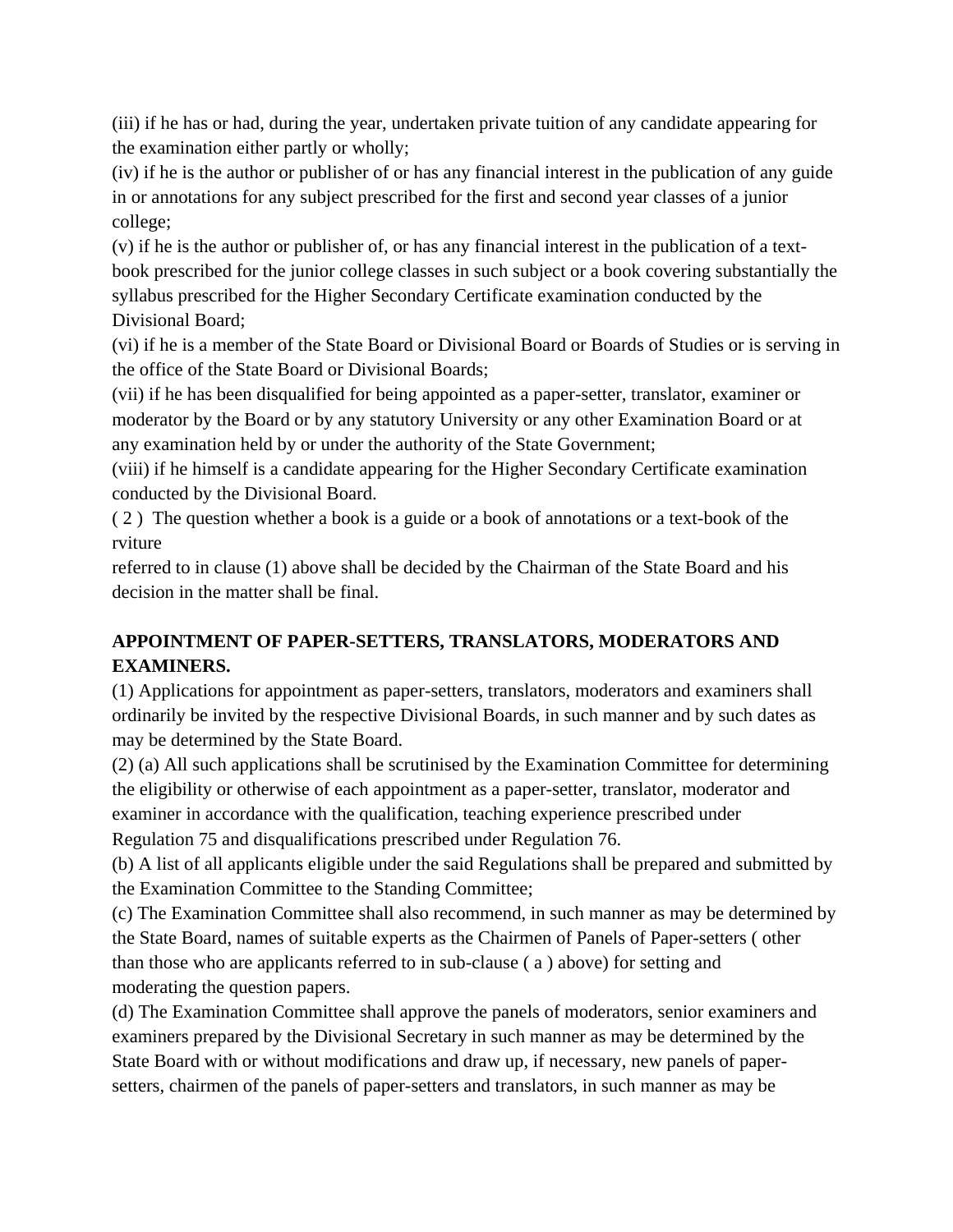(iii) if he has or had, during the year, undertaken private tuition of any candidate appearing for the examination either partly or wholly;

(iv) if he is the author or publisher of or has any financial interest in the publication of any guide in or annotations for any subject prescribed for the first and second year classes of a junior college;

(v) if he is the author or publisher of, or has any financial interest in the publication of a text-book prescribed for the junior college classes in such subject or a book covering substantially the syllabus prescribed for the Higher Secondary Certificate examination conducted by the Divisional Board;

(vi) if he is a member of the State Board or Divisional Board or Boards of Studies or is serving in the office of the State Board or Divisional Boards;

(vii) if he has been disqualified for being appointed as a paper-setter, translator, examiner or moderator by the Board or by any statutory University or any other Examination Board or at any examination held by or under the authority of the State Government;

(viii) if he himself is a candidate appearing for the Higher Secondary Certificate examination conducted by the Divisional Board.

( 2 ) The question whether a book is a guide or a book of annotations or a text-book of the rviture
referred to in clause (1) above shall be decided by the Chairman of the State Board and his decision in the matter shall be final.

**APPOINTMENT OF PAPER-SETTERS, TRANSLATORS, MODERATORS AND EXAMINERS.**

(1) Applications for appointment as paper-setters, translators, moderators and examiners shall ordinarily be invited by the respective Divisional Boards, in such manner and by such dates as may be determined by the State Board.

(2) (a) All such applications shall be scrutinised by the Examination Committee for determining the eligibility or otherwise of each appointment as a paper-setter, translator, moderator and examiner in accordance with the qualification, teaching experience prescribed under Regulation 75 and disqualifications prescribed under Regulation 76.

(b) A list of all applicants eligible under the said Regulations shall be prepared and submitted by the Examination Committee to the Standing Committee;

(c) The Examination Committee shall also recommend, in such manner as may be determined by the State Board, names of suitable experts as the Chairmen of Panels of Paper-setters ( other than those who are applicants referred to in sub-clause ( a ) above) for setting and moderating the question papers.

(d) The Examination Committee shall approve the panels of moderators, senior examiners and examiners prepared by the Divisional Secretary in such manner as may be determined by the State Board with or without modifications and draw up, if necessary, new panels of paper-setters, chairmen of the panels of paper-setters and translators, in such manner as may be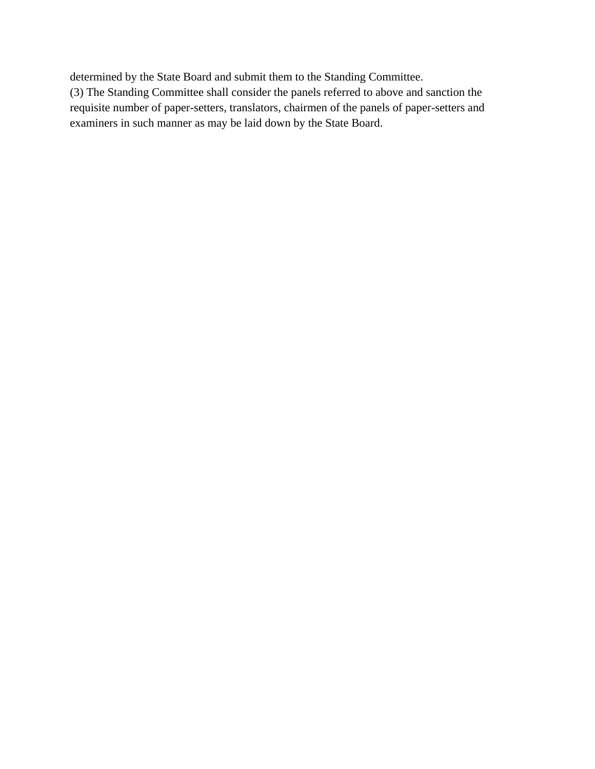determined by the State Board and submit them to the Standing Committee.

(3) The Standing Committee shall consider the panels referred to above and sanction the requisite number of paper-setters, translators, chairmen of the panels of paper-setters and examiners in such manner as may be laid down by the State Board.